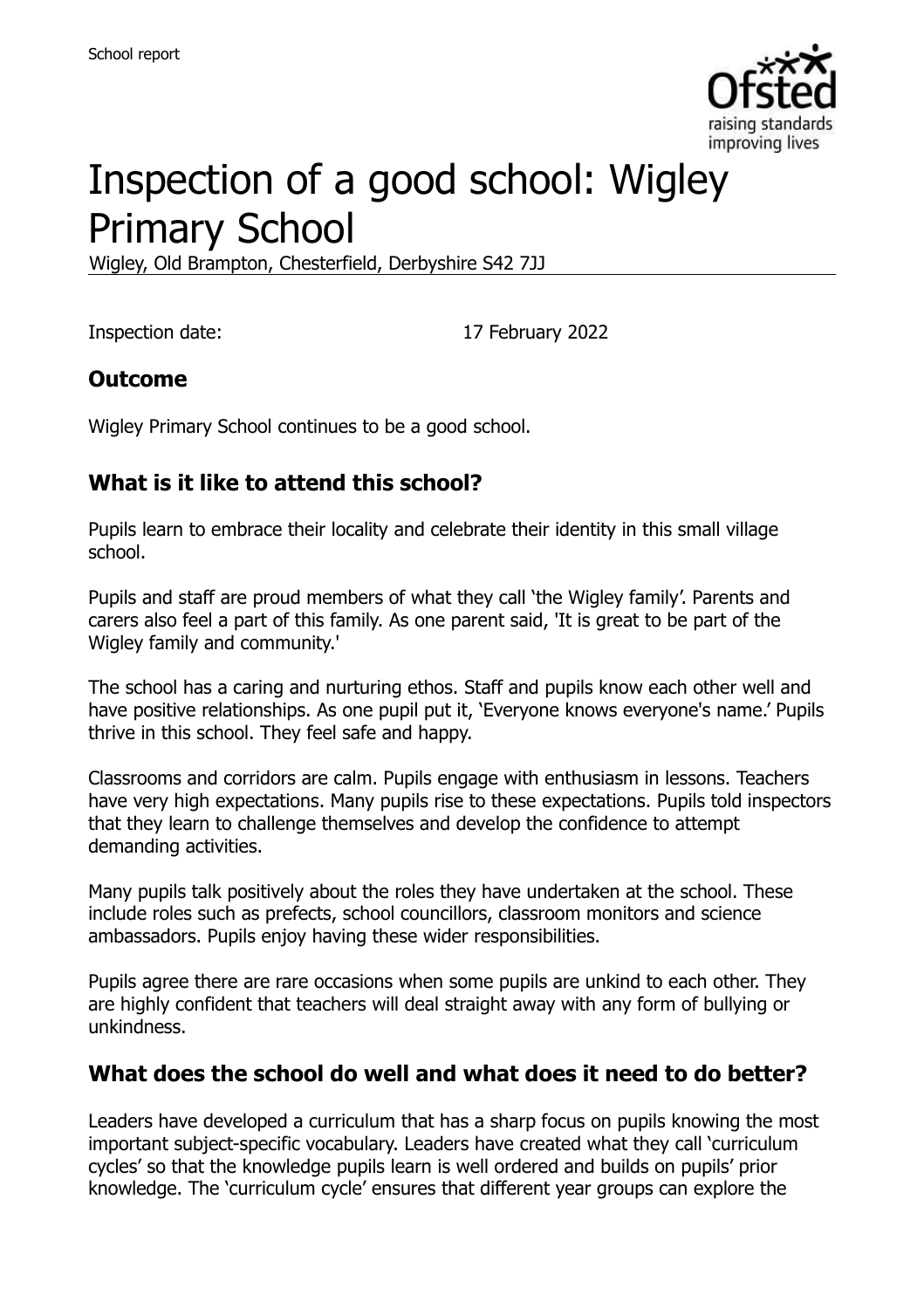School report

# Inspection of a good school: Wigley Primary School

Wigley, Old Brampton, Chesterfield, Derbyshire S42 7JJ

Inspection date: 17 February 2022

## Outcome

Wigley Primary School continues to be a good school.

## What is it like to attend this school?

Pupils learn to embrace their locality and celebrate their identity in this small village school.

Pupils and staff are proud members of what they call 'the Wigley family'. Parents and carers also feel a part of this family. As one parent said, 'It is great to be part of the Wigley family and community.'

The school has a caring and nurturing ethos. Staff and pupils know each other well and have positive relationships. As one pupil put it, 'Everyone knows everyone's name.' Pupils thrive in this school. They feel safe and happy.

Classrooms and corridors are calm. Pupils engage with enthusiasm in lessons. Teachers have very high expectations. Many pupils rise to these expectations. Pupils told inspectors that they learn to challenge themselves and develop the confidence to attempt demanding activities.

Many pupils talk positively about the roles they have undertaken at the school. These include roles such as prefects, school councillors, classroom monitors and science ambassadors. Pupils enjoy having these wider responsibilities.

Pupils agree there are rare occasions when some pupils are unkind to each other. They are highly confident that teachers will deal straight away with any form of bullying or unkindness.

## What does the school do well and what does it need to do better?

Leaders have developed a curriculum that has a sharp focus on pupils knowing the most important subject-specific vocabulary. Leaders have created what they call 'curriculum cycles' so that the knowledge pupils learn is well ordered and builds on pupils' prior knowledge. The 'curriculum cycle' ensures that different year groups can explore the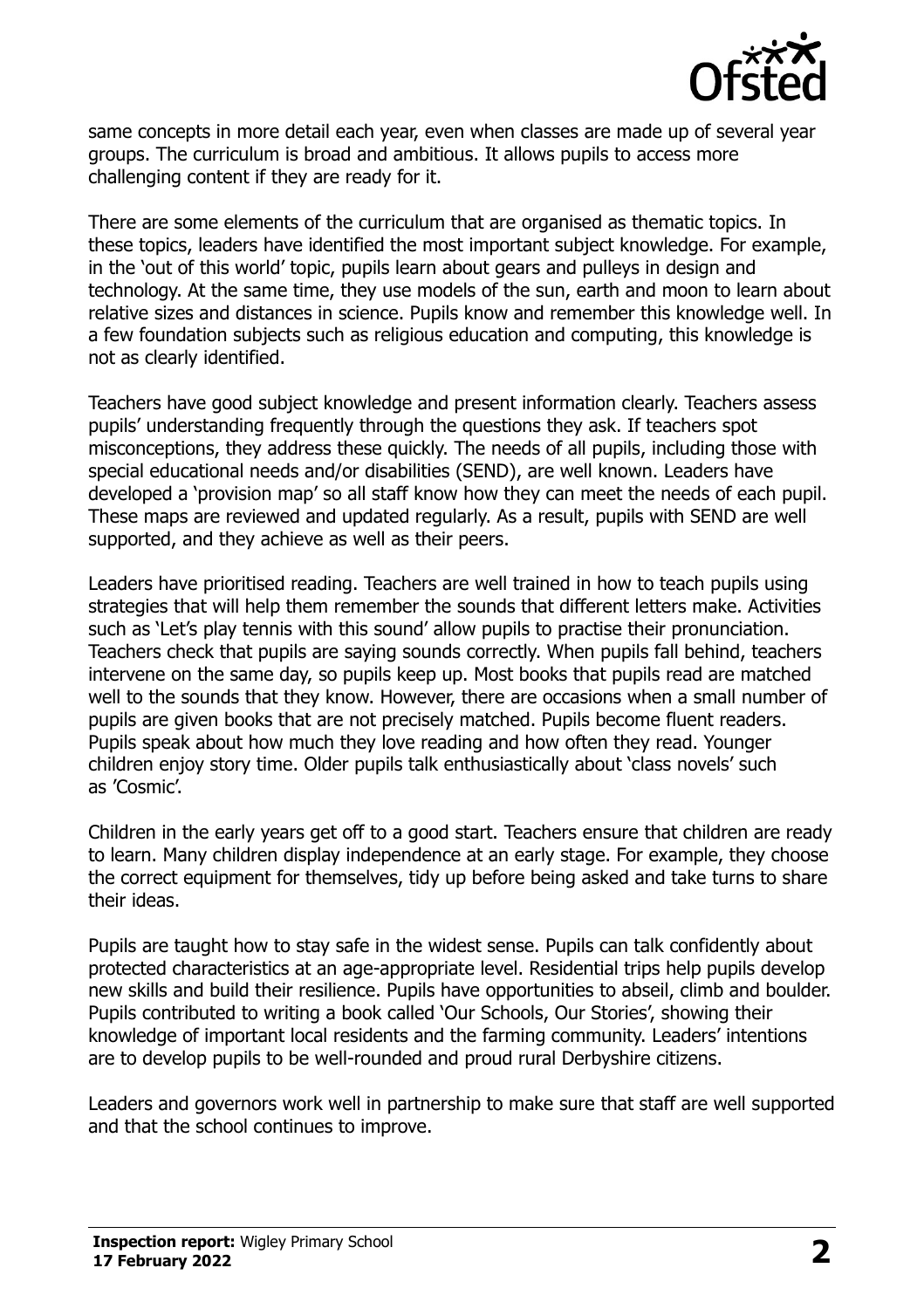same concepts in more detail each year, even when classes are made up of several year groups. The curriculum is broad and ambitious. It allows pupils to access more challenging content if they are ready for it.

There are some elements of the curriculum that are organised as thematic topics. In these topics, leaders have identified the most important subject knowledge. For example, in the 'out of this world' topic, pupils learn about gears and pulleys in design and technology. At the same time, they use models of the sun, earth and moon to learn about relative sizes and distances in science. Pupils know and remember this knowledge well. In a few foundation subjects such as religious education and computing, this knowledge is not as clearly identified.

Teachers have good subject knowledge and present information clearly. Teachers assess pupils' understanding frequently through the questions they ask. If teachers spot misconceptions, they address these quickly. The needs of all pupils, including those with special educational needs and/or disabilities (SEND), are well known. Leaders have developed a 'provision map' so all staff know how they can meet the needs of each pupil. These maps are reviewed and updated regularly. As a result, pupils with SEND are well supported, and they achieve as well as their peers.

Leaders have prioritised reading. Teachers are well trained in how to teach pupils using strategies that will help them remember the sounds that different letters make. Activities such as 'Let's play tennis with this sound' allow pupils to practise their pronunciation. Teachers check that pupils are saying sounds correctly. When pupils fall behind, teachers intervene on the same day, so pupils keep up. Most books that pupils read are matched well to the sounds that they know. However, there are occasions when a small number of pupils are given books that are not precisely matched. Pupils become fluent readers. Pupils speak about how much they love reading and how often they read. Younger children enjoy story time. Older pupils talk enthusiastically about 'class novels' such as 'Cosmic'.

Children in the early years get off to a good start. Teachers ensure that children are ready to learn. Many children display independence at an early stage. For example, they choose the correct equipment for themselves, tidy up before being asked and take turns to share their ideas.

Pupils are taught how to stay safe in the widest sense. Pupils can talk confidently about protected characteristics at an age-appropriate level. Residential trips help pupils develop new skills and build their resilience. Pupils have opportunities to abseil, climb and boulder. Pupils contributed to writing a book called 'Our Schools, Our Stories', showing their knowledge of important local residents and the farming community. Leaders' intentions are to develop pupils to be well-rounded and proud rural Derbyshire citizens.

Leaders and governors work well in partnership to make sure that staff are well supported and that the school continues to improve.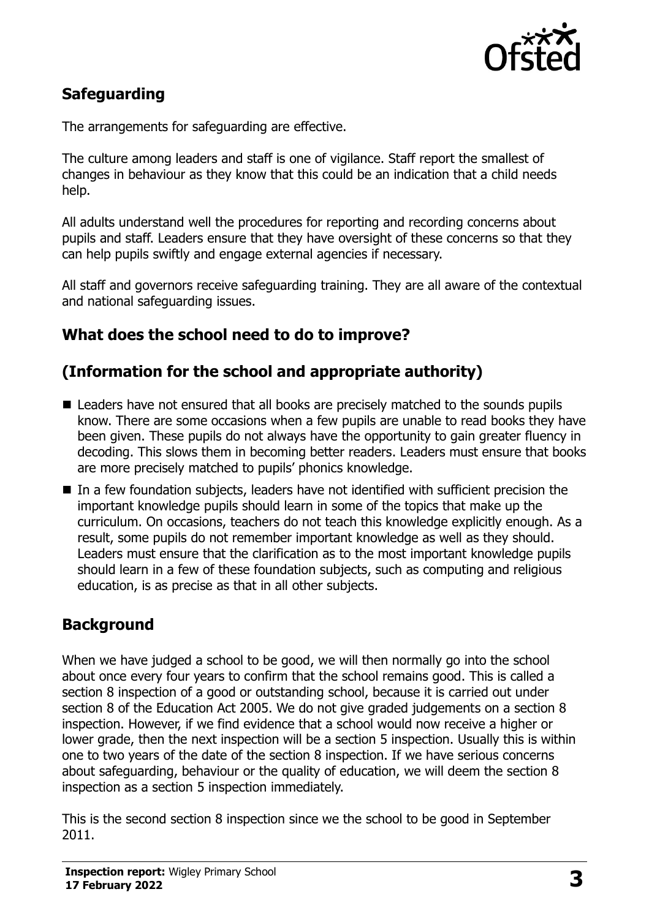## Safeguarding

The arrangements for safeguarding are effective.

The culture among leaders and staff is one of vigilance. Staff report the smallest of changes in behaviour as they know that this could be an indication that a child needs help.

All adults understand well the procedures for reporting and recording concerns about pupils and staff. Leaders ensure that they have oversight of these concerns so that they can help pupils swiftly and engage external agencies if necessary.

All staff and governors receive safeguarding training. They are all aware of the contextual and national safeguarding issues.

## What does the school need to do to improve?

## (Information for the school and appropriate authority)

- Leaders have not ensured that all books are precisely matched to the sounds pupils know. There are some occasions when a few pupils are unable to read books they have been given. These pupils do not always have the opportunity to gain greater fluency in decoding. This slows them in becoming better readers. Leaders must ensure that books are more precisely matched to pupils' phonics knowledge.
- In a few foundation subjects, leaders have not identified with sufficient precision the important knowledge pupils should learn in some of the topics that make up the curriculum. On occasions, teachers do not teach this knowledge explicitly enough. As a result, some pupils do not remember important knowledge as well as they should. Leaders must ensure that the clarification as to the most important knowledge pupils should learn in a few of these foundation subjects, such as computing and religious education, is as precise as that in all other subjects.

## Background

When we have judged a school to be good, we will then normally go into the school about once every four years to confirm that the school remains good. This is called a section 8 inspection of a good or outstanding school, because it is carried out under section 8 of the Education Act 2005. We do not give graded judgements on a section 8 inspection. However, if we find evidence that a school would now receive a higher or lower grade, then the next inspection will be a section 5 inspection. Usually this is within one to two years of the date of the section 8 inspection. If we have serious concerns about safeguarding, behaviour or the quality of education, we will deem the section 8 inspection as a section 5 inspection immediately.

This is the second section 8 inspection since we the school to be good in September 2011.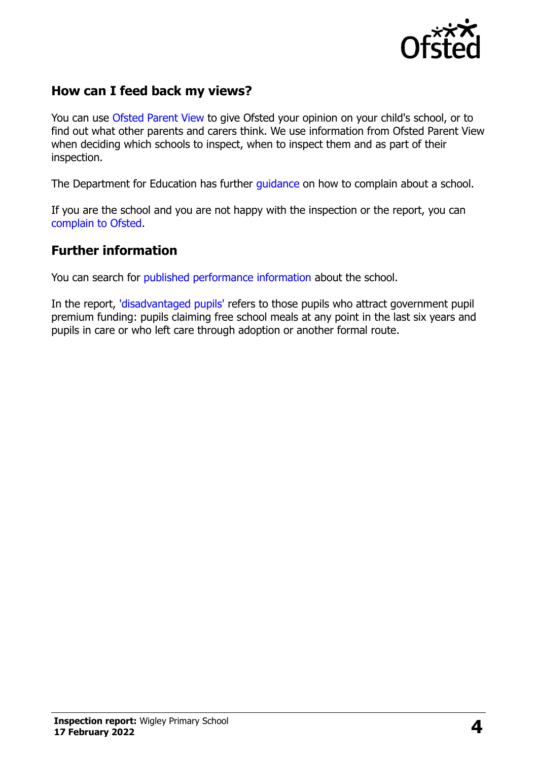## How can I feed back my views?

You can use Ofsted Parent View to give Ofsted your opinion on your child's school, or to find out what other parents and carers think. We use information from Ofsted Parent View when deciding which schools to inspect, when to inspect them and as part of their inspection.

The Department for Education has further guidance on how to complain about a school.

If you are the school and you are not happy with the inspection or the report, you can complain to Ofsted.

## Further information

You can search for published performance information about the school.

In the report, 'disadvantaged pupils' refers to those pupils who attract government pupil premium funding: pupils claiming free school meals at any point in the last six years and pupils in care or who left care through adoption or another formal route.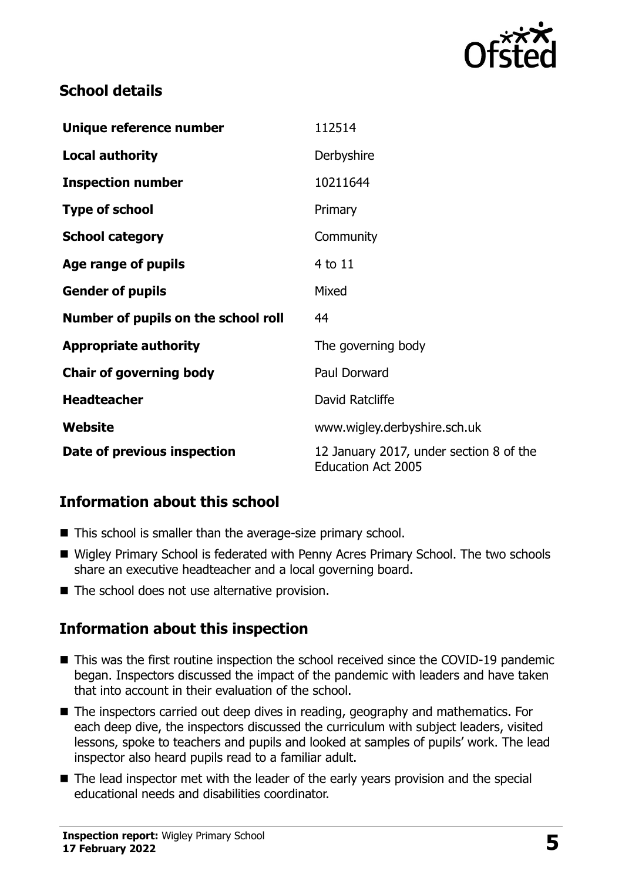## School details

| | |
|---|---|
| **Unique reference number** | 112514 |
| **Local authority** | Derbyshire |
| **Inspection number** | 10211644 |
| **Type of school** | Primary |
| **School category** | Community |
| **Age range of pupils** | 4 to 11 |
| **Gender of pupils** | Mixed |
| **Number of pupils on the school roll** | 44 |
| **Appropriate authority** | The governing body |
| **Chair of governing body** | Paul Dorward |
| **Headteacher** | David Ratcliffe |
| **Website** | www.wigley.derbyshire.sch.uk |
| **Date of previous inspection** | 12 January 2017, under section 8 of the Education Act 2005 |

## Information about this school

- This school is smaller than the average-size primary school.
- Wigley Primary School is federated with Penny Acres Primary School. The two schools share an executive headteacher and a local governing board.
- The school does not use alternative provision.

## Information about this inspection

- This was the first routine inspection the school received since the COVID-19 pandemic began. Inspectors discussed the impact of the pandemic with leaders and have taken that into account in their evaluation of the school.
- The inspectors carried out deep dives in reading, geography and mathematics. For each deep dive, the inspectors discussed the curriculum with subject leaders, visited lessons, spoke to teachers and pupils and looked at samples of pupils' work. The lead inspector also heard pupils read to a familiar adult.
- The lead inspector met with the leader of the early years provision and the special educational needs and disabilities coordinator.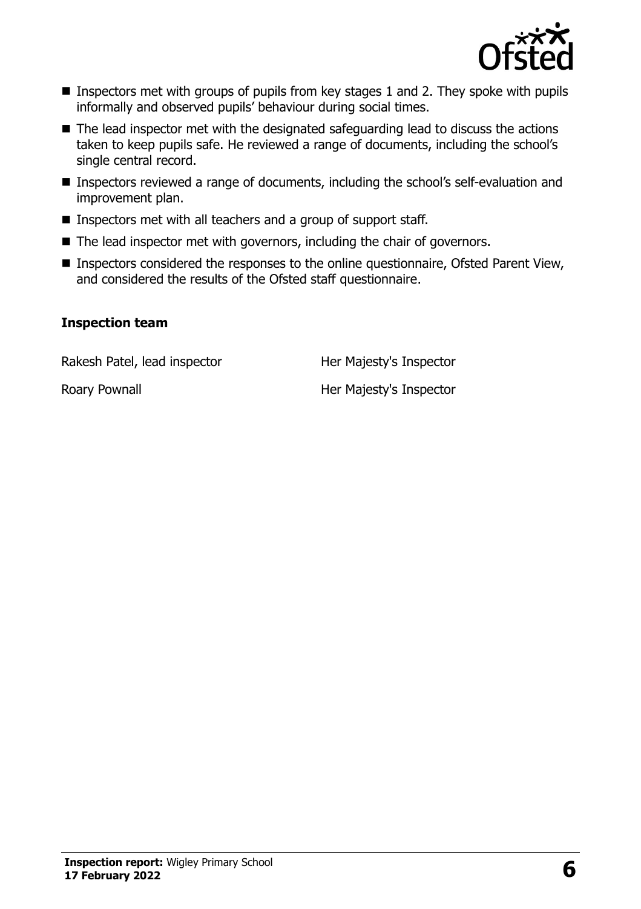- Inspectors met with groups of pupils from key stages 1 and 2. They spoke with pupils informally and observed pupils' behaviour during social times.
- The lead inspector met with the designated safeguarding lead to discuss the actions taken to keep pupils safe. He reviewed a range of documents, including the school's single central record.
- Inspectors reviewed a range of documents, including the school's self-evaluation and improvement plan.
- Inspectors met with all teachers and a group of support staff.
- The lead inspector met with governors, including the chair of governors.
- Inspectors considered the responses to the online questionnaire, Ofsted Parent View, and considered the results of the Ofsted staff questionnaire.

### Inspection team

| | |
|---|---|
| Rakesh Patel, lead inspector | Her Majesty's Inspector |
| Roary Pownall | Her Majesty's Inspector |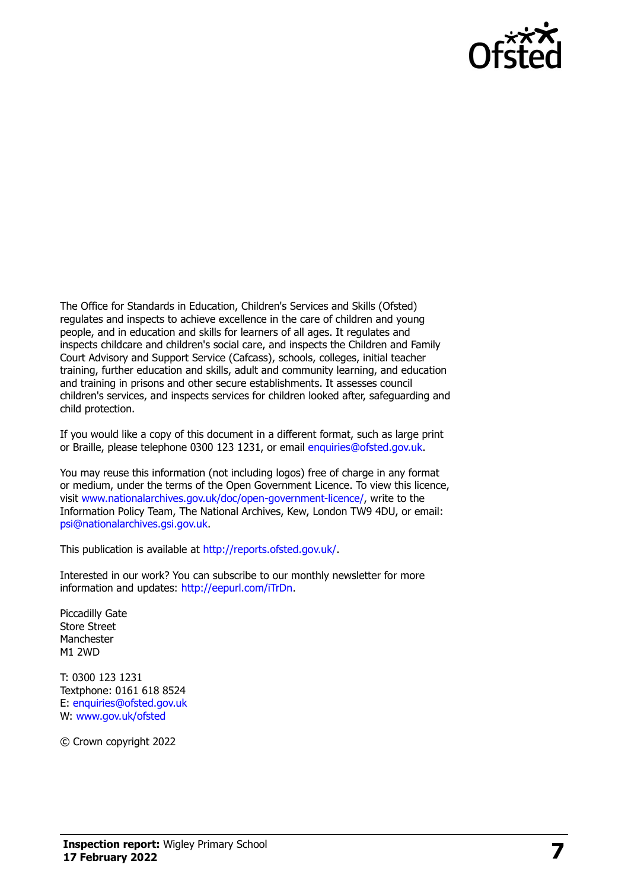The Office for Standards in Education, Children's Services and Skills (Ofsted) regulates and inspects to achieve excellence in the care of children and young people, and in education and skills for learners of all ages. It regulates and inspects childcare and children's social care, and inspects the Children and Family Court Advisory and Support Service (Cafcass), schools, colleges, initial teacher training, further education and skills, adult and community learning, and education and training in prisons and other secure establishments. It assesses council children's services, and inspects services for children looked after, safeguarding and child protection.

If you would like a copy of this document in a different format, such as large print or Braille, please telephone 0300 123 1231, or email enquiries@ofsted.gov.uk.

You may reuse this information (not including logos) free of charge in any format or medium, under the terms of the Open Government Licence. To view this licence, visit www.nationalarchives.gov.uk/doc/open-government-licence/, write to the Information Policy Team, The National Archives, Kew, London TW9 4DU, or email: psi@nationalarchives.gsi.gov.uk.

This publication is available at http://reports.ofsted.gov.uk/.

Interested in our work? You can subscribe to our monthly newsletter for more information and updates: http://eepurl.com/iTrDn.

Piccadilly Gate
Store Street
Manchester
M1 2WD

T: 0300 123 1231
Textphone: 0161 618 8524
E: enquiries@ofsted.gov.uk
W: www.gov.uk/ofsted

© Crown copyright 2022